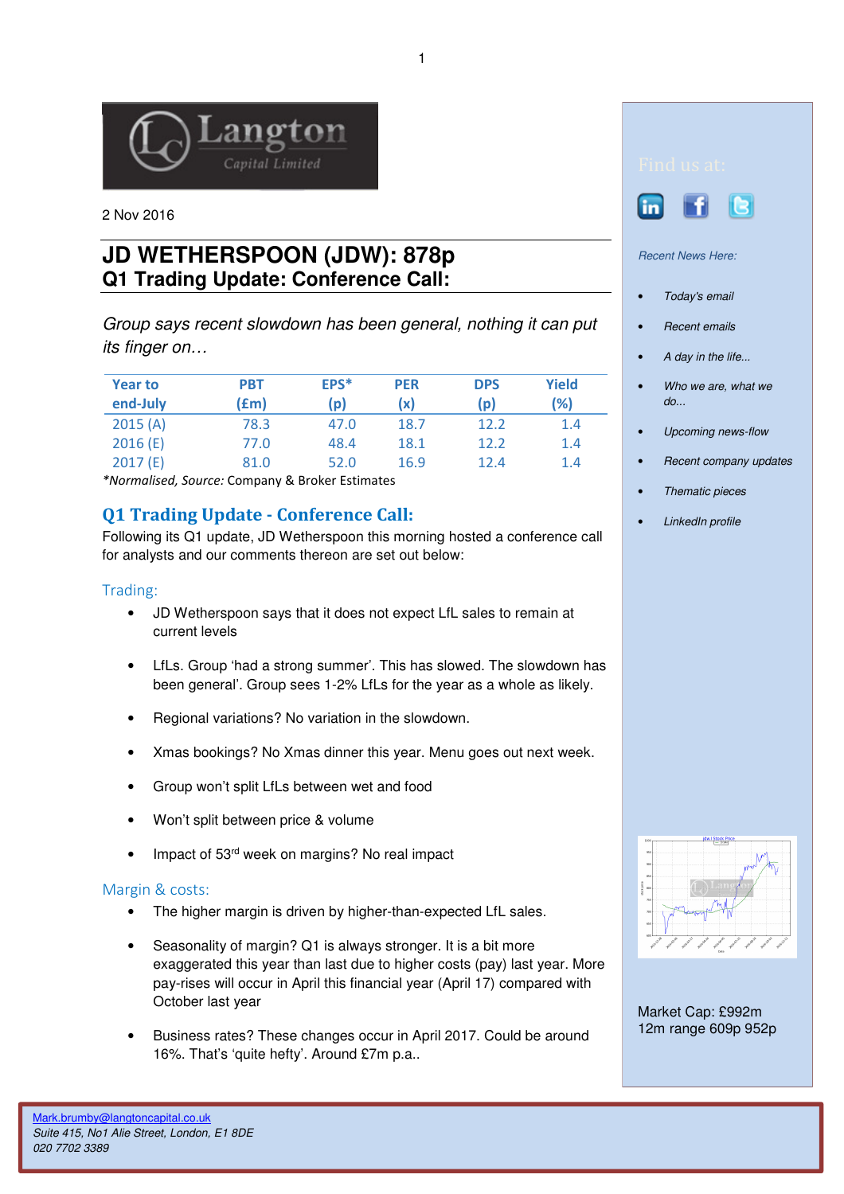2 Nov 2016

# JD WETHERSPOON (JDW): 878p
## Q1 Trading Update: Conference Call:

*Group says recent slowdown has been general, nothing it can put its finger on…*

| Year to end-July | PBT (£m) | EPS* (p) | PER (x) | DPS (p) | Yield (%) |
|---|---|---|---|---|---|
| 2015 (A) | 78.3 | 47.0 | 18.7 | 12.2 | 1.4 |
| 2016 (E) | 77.0 | 48.4 | 18.1 | 12.2 | 1.4 |
| 2017 (E) | 81.0 | 52.0 | 16.9 | 12.4 | 1.4 |

*Normalised, Source:* Company & Broker Estimates

## Q1 Trading Update - Conference Call:

Following its Q1 update, JD Wetherspoon this morning hosted a conference call for analysts and our comments thereon are set out below:

### Trading:

- JD Wetherspoon says that it does not expect LfL sales to remain at current levels
- LfLs. Group 'had a strong summer'. This has slowed. The slowdown has been general'. Group sees 1-2% LfLs for the year as a whole as likely.
- Regional variations? No variation in the slowdown.
- Xmas bookings? No Xmas dinner this year. Menu goes out next week.
- Group won't split LfLs between wet and food
- Won't split between price & volume
- Impact of 53rd week on margins? No real impact

### Margin & costs:

- The higher margin is driven by higher-than-expected LfL sales.
- Seasonality of margin? Q1 is always stronger. It is a bit more exaggerated this year than last due to higher costs (pay) last year. More pay-rises will occur in April this financial year (April 17) compared with October last year
- Business rates? These changes occur in April 2017. Could be around 16%. That's 'quite hefty'. Around £7m p.a..

Find us at:

Recent News Here:

- Today's email
- Recent emails
- A day in the life...
- Who we are, what we do...
- Upcoming news-flow
- Recent company updates
- Thematic pieces
- LinkedIn profile

Market Cap: £992m
12m range 609p 952p

Mark.brumby@langtoncapital.co.uk
Suite 415, No1 Alie Street, London, E1 8DE
020 7702 3389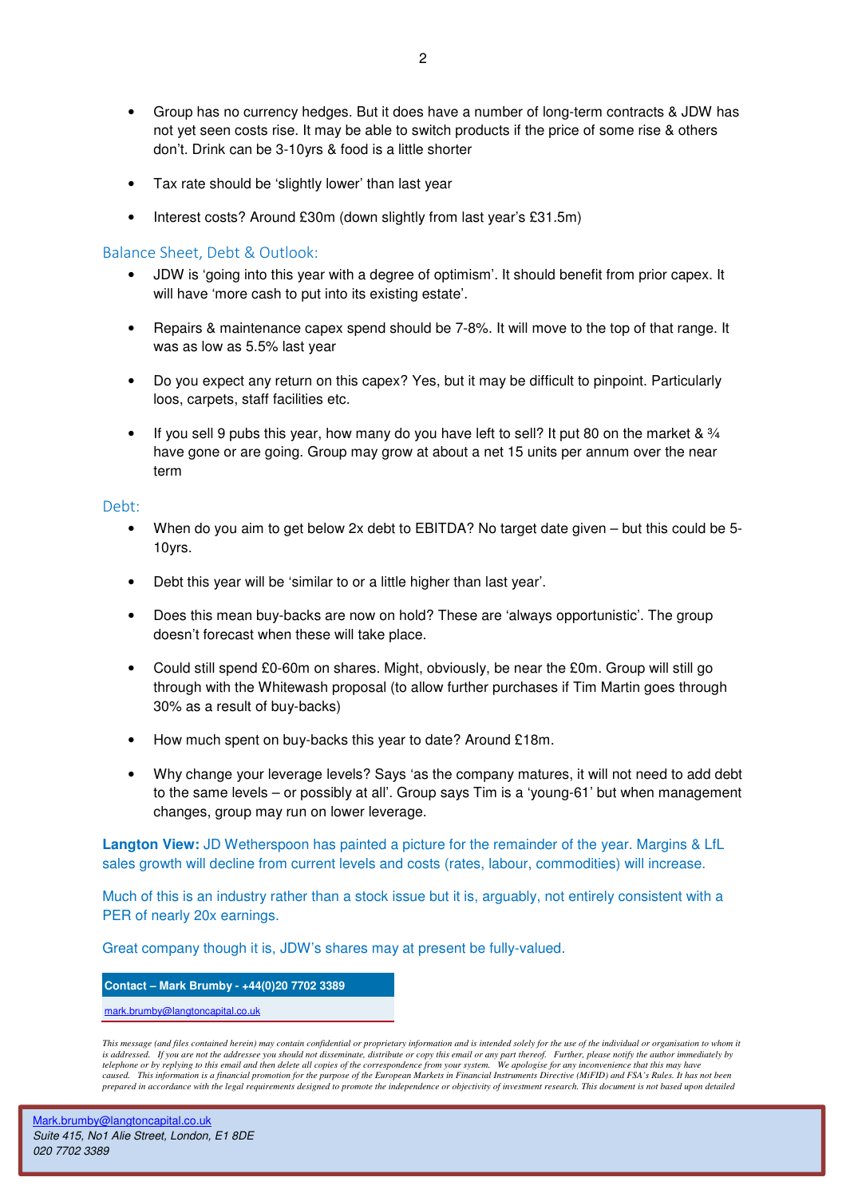- Group has no currency hedges. But it does have a number of long-term contracts & JDW has not yet seen costs rise. It may be able to switch products if the price of some rise & others don't. Drink can be 3-10yrs & food is a little shorter

- Tax rate should be 'slightly lower' than last year

- Interest costs? Around £30m (down slightly from last year's £31.5m)

## Balance Sheet, Debt & Outlook:

- JDW is 'going into this year with a degree of optimism'. It should benefit from prior capex. It will have 'more cash to put into its existing estate'.

- Repairs & maintenance capex spend should be 7-8%. It will move to the top of that range. It was as low as 5.5% last year

- Do you expect any return on this capex? Yes, but it may be difficult to pinpoint. Particularly loos, carpets, staff facilities etc.

- If you sell 9 pubs this year, how many do you have left to sell? It put 80 on the market & ¾ have gone or are going. Group may grow at about a net 15 units per annum over the near term

## Debt:

- When do you aim to get below 2x debt to EBITDA? No target date given – but this could be 5-10yrs.

- Debt this year will be 'similar to or a little higher than last year'.

- Does this mean buy-backs are now on hold? These are 'always opportunistic'. The group doesn't forecast when these will take place.

- Could still spend £0-60m on shares. Might, obviously, be near the £0m. Group will still go through with the Whitewash proposal (to allow further purchases if Tim Martin goes through 30% as a result of buy-backs)

- How much spent on buy-backs this year to date? Around £18m.

- Why change your leverage levels? Says 'as the company matures, it will not need to add debt to the same levels – or possibly at all'. Group says Tim is a 'young-61' but when management changes, group may run on lower leverage.

**Langton View:** JD Wetherspoon has painted a picture for the remainder of the year. Margins & LfL sales growth will decline from current levels and costs (rates, labour, commodities) will increase.

Much of this is an industry rather than a stock issue but it is, arguably, not entirely consistent with a PER of nearly 20x earnings.

Great company though it is, JDW's shares may at present be fully-valued.

**Contact – Mark Brumby - +44(0)20 7702 3389**

mark.brumby@langtoncapital.co.uk

*This message (and files contained herein) may contain confidential or proprietary information and is intended solely for the use of the individual or organisation to whom it is addressed. If you are not the addressee you should not disseminate, distribute or copy this email or any part thereof. Further, please notify the author immediately by telephone or by replying to this email and then delete all copies of the correspondence from your system. We apologise for any inconvenience that this may have caused. This information is a financial promotion for the purpose of the European Markets in Financial Instruments Directive (MiFID) and FSA's Rules. It has not been prepared in accordance with the legal requirements designed to promote the independence or objectivity of investment research. This document is not based upon detailed*

Mark.brumby@langtoncapital.co.uk
*Suite 415, No1 Alie Street, London, E1 8DE*
*020 7702 3389*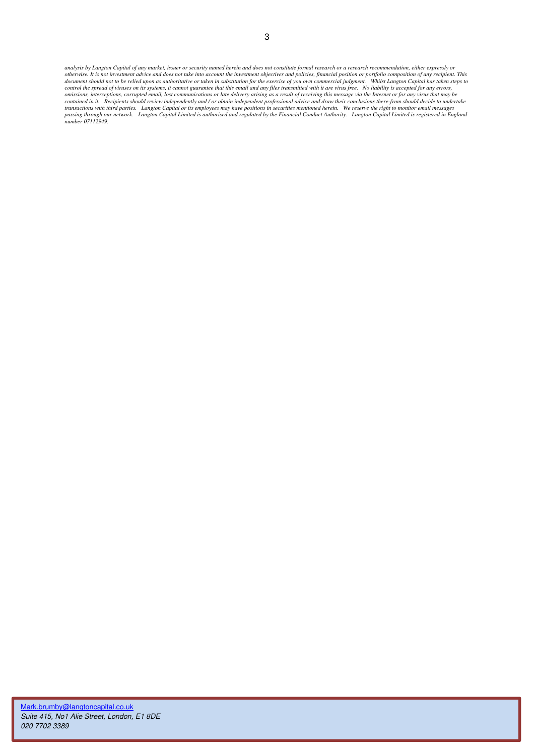*analysis by Langton Capital of any market, issuer or security named herein and does not constitute formal research or a research recommendation, either expressly or otherwise. It is not investment advice and does not take into account the investment objectives and policies, financial position or portfolio composition of any recipient. This document should not to be relied upon as authoritative or taken in substitution for the exercise of you own commercial judgment. Whilst Langton Capital has taken steps to control the spread of viruses on its systems, it cannot guarantee that this email and any files transmitted with it are virus free. No liability is accepted for any errors, omissions, interceptions, corrupted email, lost communications or late delivery arising as a result of receiving this message via the Internet or for any virus that may be contained in it. Recipients should review independently and / or obtain independent professional advice and draw their conclusions there-from should decide to undertake transactions with third parties. Langton Capital or its employees may have positions in securities mentioned herein. We reserve the right to monitor email messages passing through our network. Langton Capital Limited is authorised and regulated by the Financial Conduct Authority. Langton Capital Limited is registered in England number 07112949.*

Mark.brumby@langtoncapital.co.uk
*Suite 415, No1 Alie Street, London, E1 8DE*
*020 7702 3389*